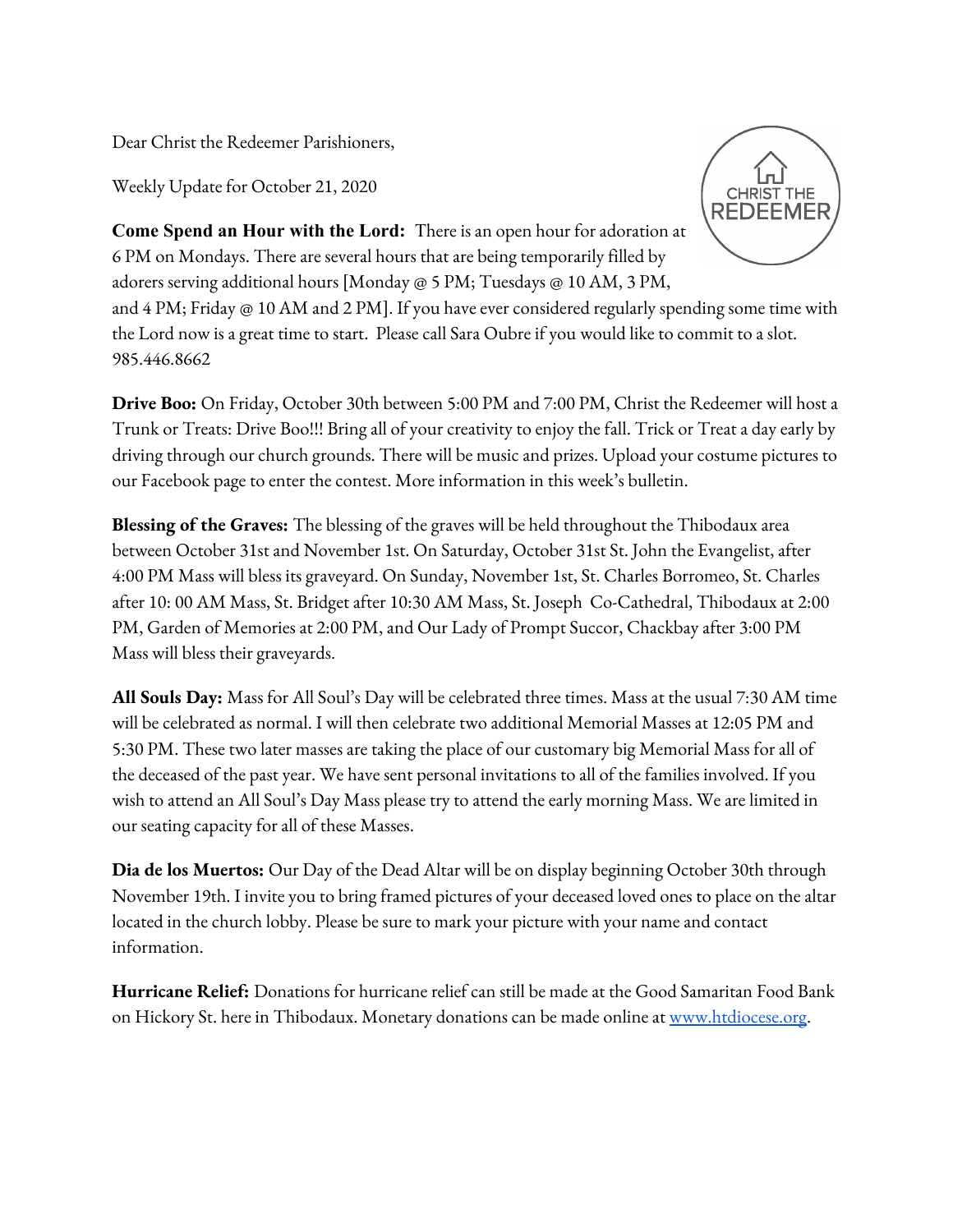Dear Christ the Redeemer Parishioners,

Weekly Update for October 21, 2020

**Come Spend an Hour with the Lord:** There is an open hour for adoration at 6 PM on Mondays. There are several hours that are being temporarily filled by adorers serving additional hours [Monday @ 5 PM; Tuesdays @ 10 AM, 3 PM, and 4 PM; Friday @ 10 AM and 2 PM]. If you have ever considered regularly spending some time with the Lord now is a great time to start. Please call Sara Oubre if you would like to commit to a slot. 985.446.8662

**Drive Boo:** On Friday, October 30th between 5:00 PM and 7:00 PM, Christ the Redeemer will host a Trunk or Treats: Drive Boo!!! Bring all of your creativity to enjoy the fall. Trick or Treat a day early by driving through our church grounds. There will be music and prizes. Upload your costume pictures to our Facebook page to enter the contest. More information in this week's bulletin.

**Blessing of the Graves:** The blessing of the graves will be held throughout the Thibodaux area between October 31st and November 1st. On Saturday, October 31st St. John the Evangelist, after 4:00 PM Mass will bless its graveyard. On Sunday, November 1st, St. Charles Borromeo, St. Charles after 10: 00 AM Mass, St. Bridget after 10:30 AM Mass, St. Joseph Co-Cathedral, Thibodaux at 2:00 PM, Garden of Memories at 2:00 PM, and Our Lady of Prompt Succor, Chackbay after 3:00 PM Mass will bless their graveyards.

**All Souls Day:** Mass for All Soul's Day will be celebrated three times. Mass at the usual 7:30 AM time will be celebrated as normal. I will then celebrate two additional Memorial Masses at 12:05 PM and 5:30 PM. These two later masses are taking the place of our customary big Memorial Mass for all of the deceased of the past year. We have sent personal invitations to all of the families involved. If you wish to attend an All Soul's Day Mass please try to attend the early morning Mass. We are limited in our seating capacity for all of these Masses.

**Dia de los Muertos:** Our Day of the Dead Altar will be on display beginning October 30th through November 19th. I invite you to bring framed pictures of your deceased loved ones to place on the altar located in the church lobby. Please be sure to mark your picture with your name and contact information.

**Hurricane Relief:** Donations for hurricane relief can still be made at the Good Samaritan Food Bank on Hickory St. here in Thibodaux. Monetary donations can be made online at [www.htdiocese.org](http://www.htdiocese.org).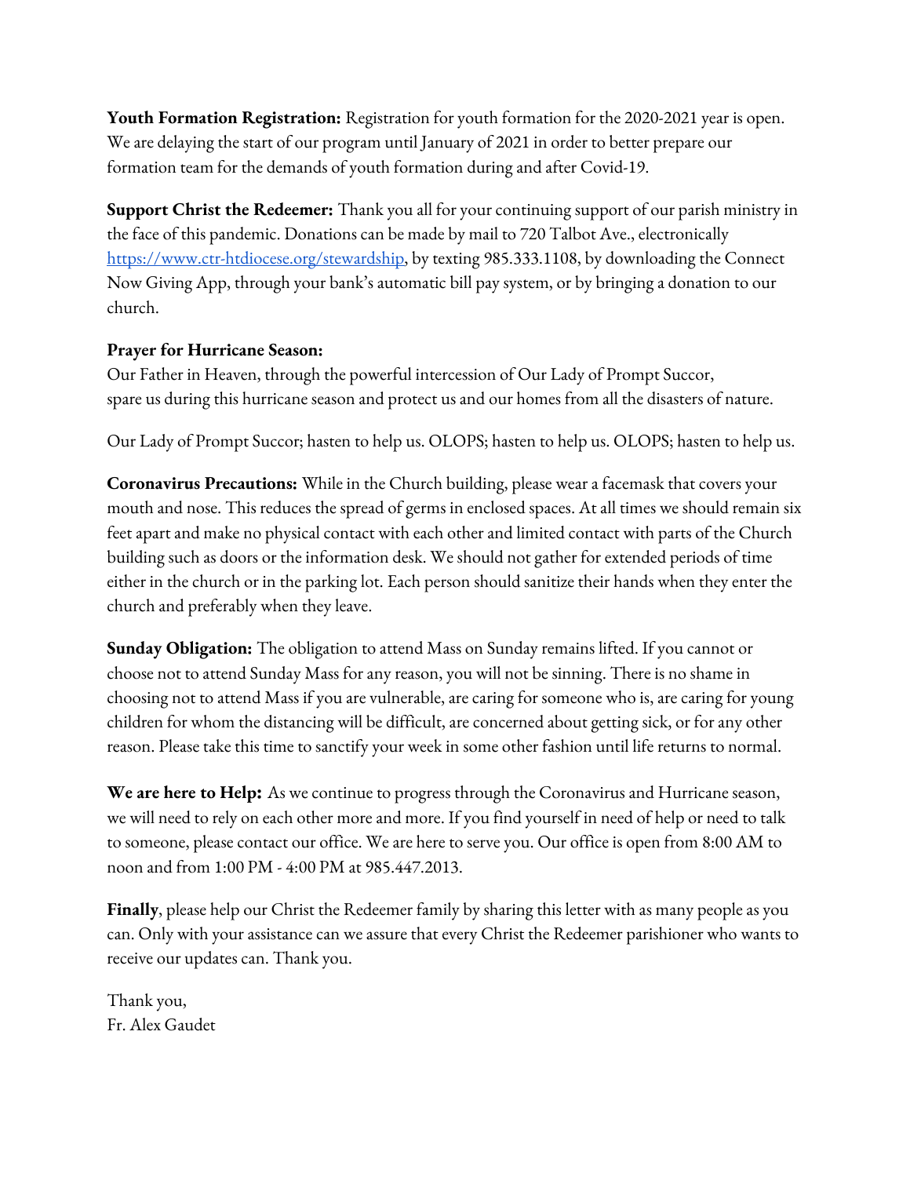**Youth Formation Registration:** Registration for youth formation for the 2020-2021 year is open. We are delaying the start of our program until January of 2021 in order to better prepare our formation team for the demands of youth formation during and after Covid-19.

**Support Christ the Redeemer:** Thank you all for your continuing support of our parish ministry in the face of this pandemic. Donations can be made by mail to 720 Talbot Ave., electronically [https://www.ctr-htdiocese.org/stewardship](https://www.ctr-htdiocese.org/stewardship), by texting 985.333.1108, by downloading the Connect Now Giving App, through your bank's automatic bill pay system, or by bringing a donation to our church.

**Prayer for Hurricane Season:**
Our Father in Heaven, through the powerful intercession of Our Lady of Prompt Succor, spare us during this hurricane season and protect us and our homes from all the disasters of nature.

Our Lady of Prompt Succor; hasten to help us. OLOPS; hasten to help us. OLOPS; hasten to help us.

**Coronavirus Precautions:** While in the Church building, please wear a facemask that covers your mouth and nose. This reduces the spread of germs in enclosed spaces. At all times we should remain six feet apart and make no physical contact with each other and limited contact with parts of the Church building such as doors or the information desk. We should not gather for extended periods of time either in the church or in the parking lot. Each person should sanitize their hands when they enter the church and preferably when they leave.

**Sunday Obligation:** The obligation to attend Mass on Sunday remains lifted. If you cannot or choose not to attend Sunday Mass for any reason, you will not be sinning. There is no shame in choosing not to attend Mass if you are vulnerable, are caring for someone who is, are caring for young children for whom the distancing will be difficult, are concerned about getting sick, or for any other reason. Please take this time to sanctify your week in some other fashion until life returns to normal.

**We are here to Help:** As we continue to progress through the Coronavirus and Hurricane season, we will need to rely on each other more and more. If you find yourself in need of help or need to talk to someone, please contact our office. We are here to serve you. Our office is open from 8:00 AM to noon and from 1:00 PM - 4:00 PM at 985.447.2013.

**Finally**, please help our Christ the Redeemer family by sharing this letter with as many people as you can. Only with your assistance can we assure that every Christ the Redeemer parishioner who wants to receive our updates can. Thank you.

Thank you,
Fr. Alex Gaudet